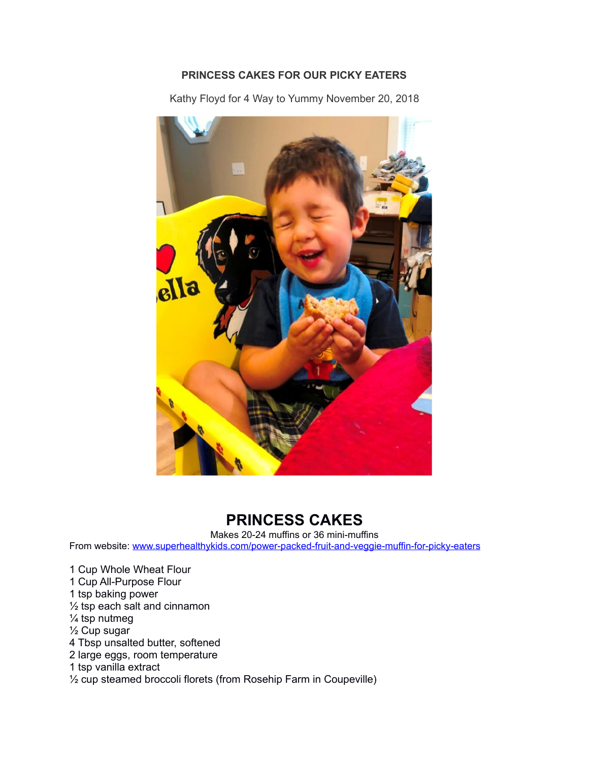**PRINCESS CAKES FOR OUR PICKY EATERS**

Kathy Floyd for 4 Way to Yummy November 20, 2018

# PRINCESS CAKES

Makes 20-24 muffins or 36 mini-muffins

From website: [www.superhealthykids.com/power-packed-fruit-and-veggie-muffin-for-picky-eaters](www.superhealthykids.com/power-packed-fruit-and-veggie-muffin-for-picky-eaters)

1 Cup Whole Wheat Flour
1 Cup All-Purpose Flour
1 tsp baking power
½ tsp each salt and cinnamon
¼ tsp nutmeg
½ Cup sugar
4 Tbsp unsalted butter, softened
2 large eggs, room temperature
1 tsp vanilla extract
½ cup steamed broccoli florets (from Rosehip Farm in Coupeville)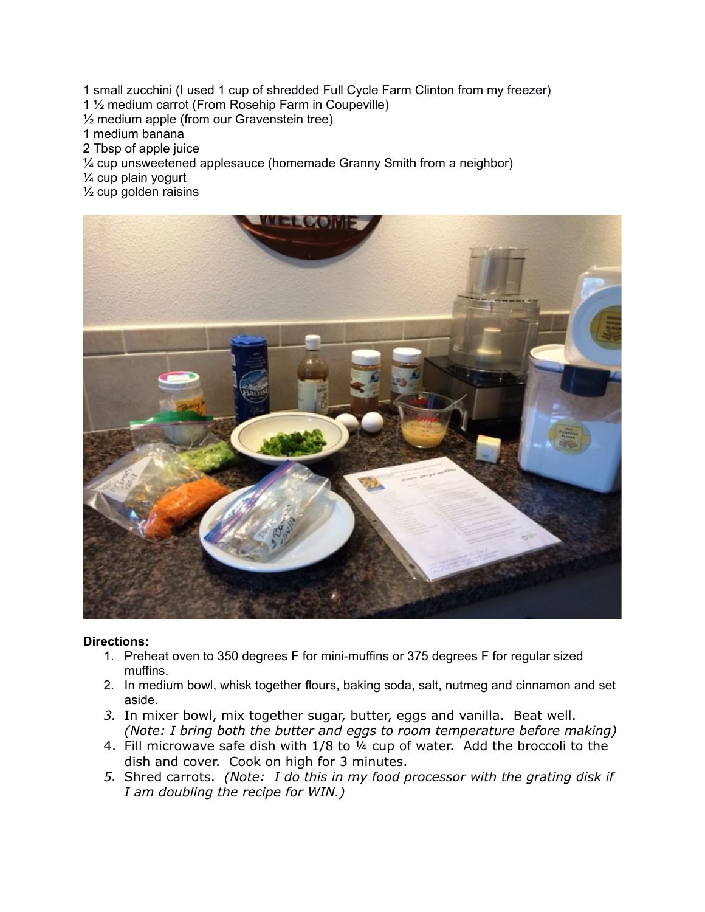1 small zucchini (I used 1 cup of shredded Full Cycle Farm Clinton from my freezer)
1 ½ medium carrot (From Rosehip Farm in Coupeville)
½ medium apple (from our Gravenstein tree)
1 medium banana
2 Tbsp of apple juice
¼ cup unsweetened applesauce (homemade Granny Smith from a neighbor)
¼ cup plain yogurt
½ cup golden raisins

**Directions:**

1. Preheat oven to 350 degrees F for mini-muffins or 375 degrees F for regular sized muffins.
2. In medium bowl, whisk together flours, baking soda, salt, nutmeg and cinnamon and set aside.
3. In mixer bowl, mix together sugar, butter, eggs and vanilla. Beat well. *(Note: I bring both the butter and eggs to room temperature before making)*
4. Fill microwave safe dish with 1/8 to ¼ cup of water. Add the broccoli to the dish and cover. Cook on high for 3 minutes.
5. Shred carrots. *(Note: I do this in my food processor with the grating disk if I am doubling the recipe for WIN.)*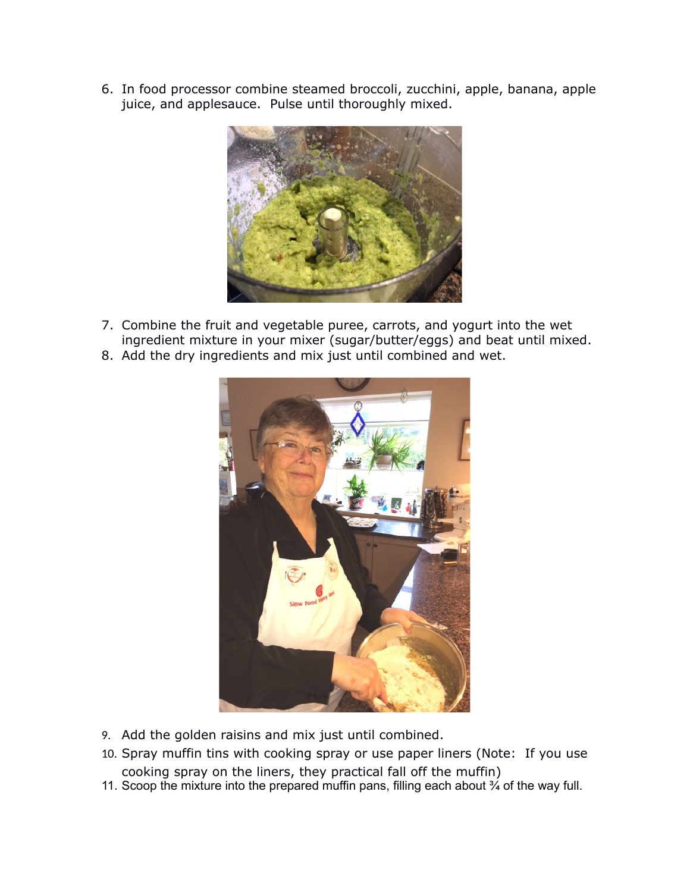6. In food processor combine steamed broccoli, zucchini, apple, banana, apple juice, and applesauce. Pulse until thoroughly mixed.

7. Combine the fruit and vegetable puree, carrots, and yogurt into the wet ingredient mixture in your mixer (sugar/butter/eggs) and beat until mixed.
8. Add the dry ingredients and mix just until combined and wet.

9. Add the golden raisins and mix just until combined.
10. Spray muffin tins with cooking spray or use paper liners (Note: If you use cooking spray on the liners, they practical fall off the muffin)
11. Scoop the mixture into the prepared muffin pans, filling each about ¾ of the way full.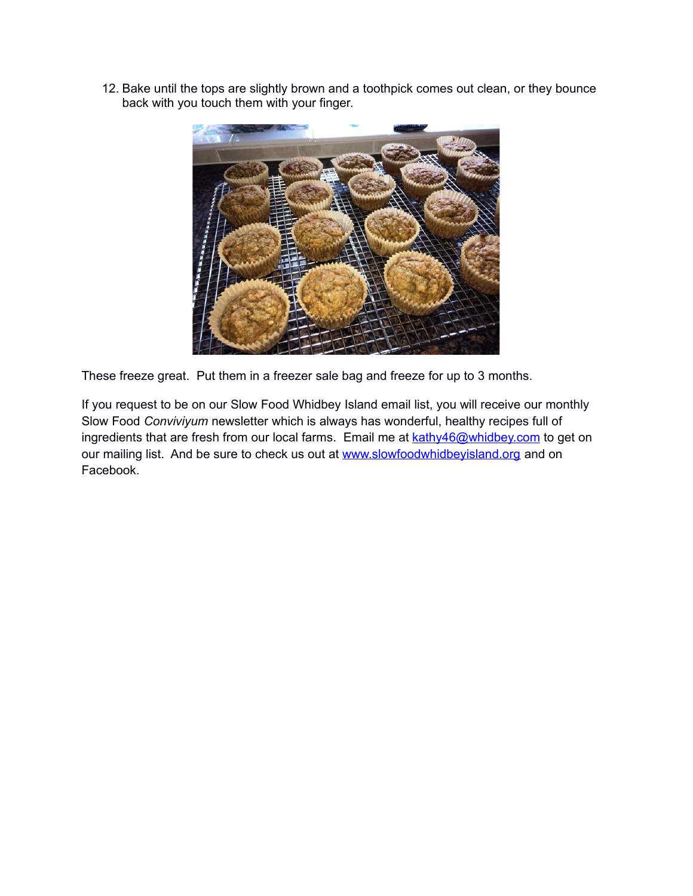12. Bake until the tops are slightly brown and a toothpick comes out clean, or they bounce back with you touch them with your finger.

These freeze great.  Put them in a freezer sale bag and freeze for up to 3 months.

If you request to be on our Slow Food Whidbey Island email list, you will receive our monthly Slow Food *Conviviyum* newsletter which is always has wonderful, healthy recipes full of ingredients that are fresh from our local farms.  Email me at [kathy46@whidbey.com](mailto:kathy46@whidbey.com) to get on our mailing list.  And be sure to check us out at [www.slowfoodwhidbeyisland.org](http://www.slowfoodwhidbeyisland.org) and on Facebook.